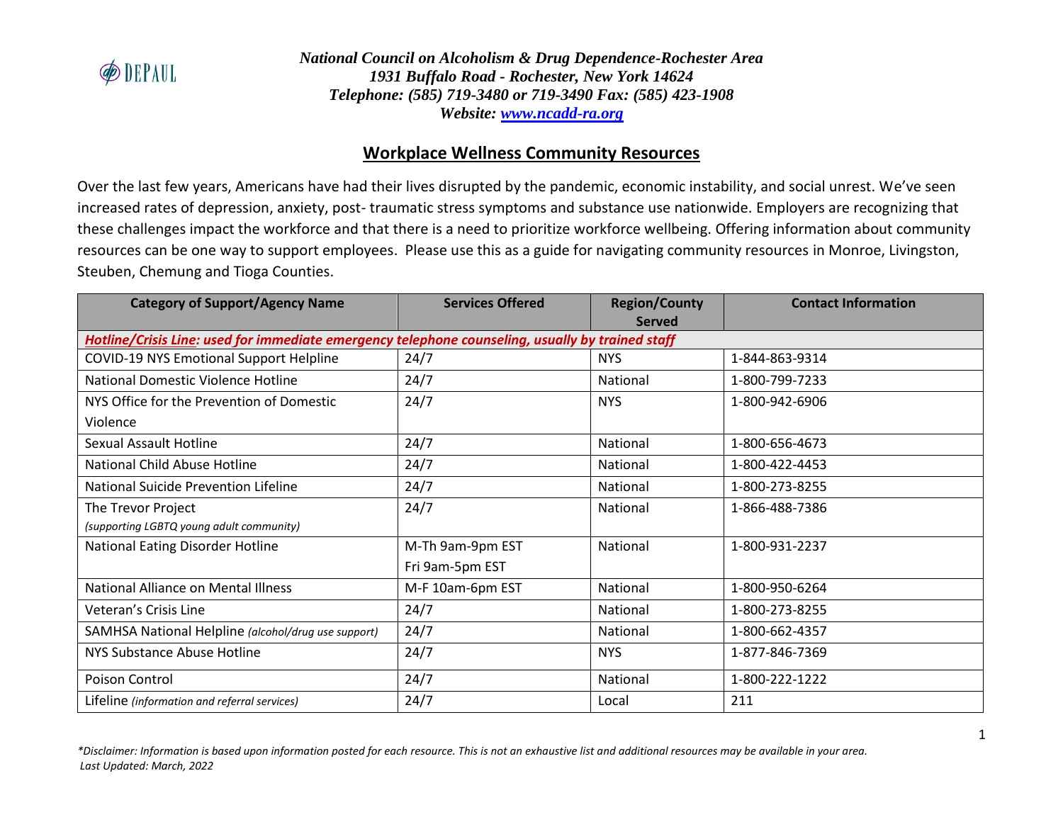*National Council on Alcoholism & Drug Dependence-Rochester Area*
*1931 Buffalo Road - Rochester, New York 14624*
*Telephone: (585) 719-3480 or 719-3490 Fax: (585) 423-1908*
*Website: [www.ncadd-ra.org](www.ncadd-ra.org)*

## Workplace Wellness Community Resources

Over the last few years, Americans have had their lives disrupted by the pandemic, economic instability, and social unrest. We've seen increased rates of depression, anxiety, post- traumatic stress symptoms and substance use nationwide. Employers are recognizing that these challenges impact the workforce and that there is a need to prioritize workforce wellbeing. Offering information about community resources can be one way to support employees. Please use this as a guide for navigating community resources in Monroe, Livingston, Steuben, Chemung and Tioga Counties.

| Category of Support/Agency Name | Services Offered | Region/County Served | Contact Information |
|---|---|---|---|
| ***Hotline/Crisis Line:** used for immediate emergency telephone counseling, usually by trained staff* | | | |
| COVID-19 NYS Emotional Support Helpline | 24/7 | NYS | 1-844-863-9314 |
| National Domestic Violence Hotline | 24/7 | National | 1-800-799-7233 |
| NYS Office for the Prevention of Domestic Violence | 24/7 | NYS | 1-800-942-6906 |
| Sexual Assault Hotline | 24/7 | National | 1-800-656-4673 |
| National Child Abuse Hotline | 24/7 | National | 1-800-422-4453 |
| National Suicide Prevention Lifeline | 24/7 | National | 1-800-273-8255 |
| The Trevor Project *(supporting LGBTQ young adult community)* | 24/7 | National | 1-866-488-7386 |
| National Eating Disorder Hotline | M-Th 9am-9pm EST Fri 9am-5pm EST | National | 1-800-931-2237 |
| National Alliance on Mental Illness | M-F 10am-6pm EST | National | 1-800-950-6264 |
| Veteran's Crisis Line | 24/7 | National | 1-800-273-8255 |
| SAMHSA National Helpline *(alcohol/drug use support)* | 24/7 | National | 1-800-662-4357 |
| NYS Substance Abuse Hotline | 24/7 | NYS | 1-877-846-7369 |
| Poison Control | 24/7 | National | 1-800-222-1222 |
| Lifeline *(information and referral services)* | 24/7 | Local | 211 |

*\*Disclaimer: Information is based upon information posted for each resource. This is not an exhaustive list and additional resources may be available in your area.*
*Last Updated: March, 2022*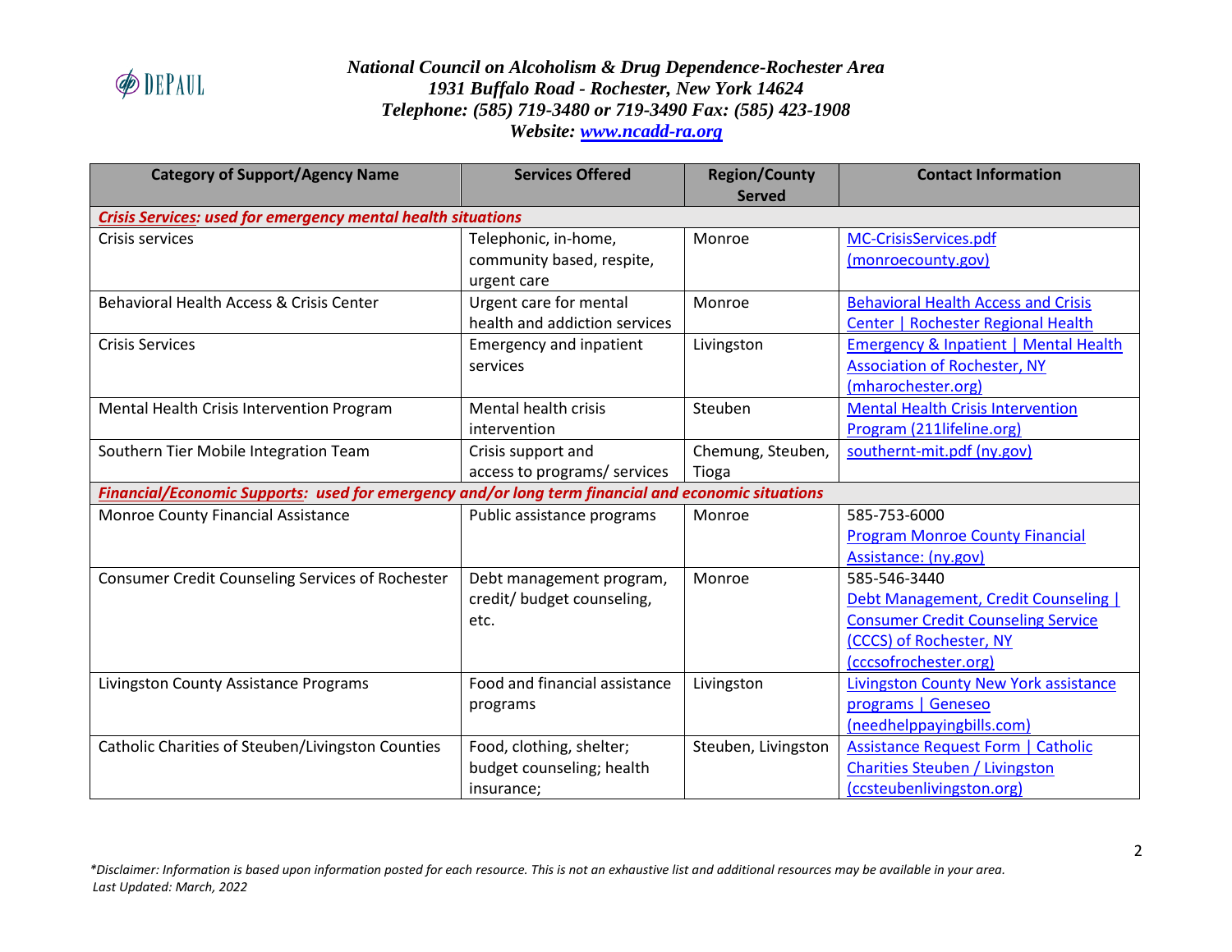*National Council on Alcoholism & Drug Dependence-Rochester Area*
*1931 Buffalo Road - Rochester, New York 14624*
*Telephone: (585) 719-3480 or 719-3490 Fax: (585) 423-1908*
*Website: [www.ncadd-ra.org](www.ncadd-ra.org)*

| Category of Support/Agency Name | Services Offered | Region/County Served | Contact Information |
|---|---|---|---|
| ***Crisis Services**: used for emergency mental health situations* | | | |
| Crisis services | Telephonic, in-home, community based, respite, urgent care | Monroe | MC-CrisisServices.pdf (monroecounty.gov) |
| Behavioral Health Access & Crisis Center | Urgent care for mental health and addiction services | Monroe | Behavioral Health Access and Crisis Center \| Rochester Regional Health |
| Crisis Services | Emergency and inpatient services | Livingston | Emergency & Inpatient \| Mental Health Association of Rochester, NY (mharochester.org) |
| Mental Health Crisis Intervention Program | Mental health crisis intervention | Steuben | Mental Health Crisis Intervention Program (211lifeline.org) |
| Southern Tier Mobile Integration Team | Crisis support and access to programs/ services | Chemung, Steuben, Tioga | southernt-mit.pdf (ny.gov) |
| ***Financial/Economic Supports**: used for emergency and/or long term financial and economic situations* | | | |
| Monroe County Financial Assistance | Public assistance programs | Monroe | 585-753-6000 Program Monroe County Financial Assistance: (ny.gov) |
| Consumer Credit Counseling Services of Rochester | Debt management program, credit/ budget counseling, etc. | Monroe | 585-546-3440 Debt Management, Credit Counseling \| Consumer Credit Counseling Service (CCCS) of Rochester, NY (cccsofrochester.org) |
| Livingston County Assistance Programs | Food and financial assistance programs | Livingston | Livingston County New York assistance programs \| Geneseo (needhelppayingbills.com) |
| Catholic Charities of Steuben/Livingston Counties | Food, clothing, shelter; budget counseling; health insurance; | Steuben, Livingston | Assistance Request Form \| Catholic Charities Steuben / Livingston (ccsteubenlivingston.org) |

*\*Disclaimer: Information is based upon information posted for each resource. This is not an exhaustive list and additional resources may be available in your area.*
*Last Updated: March, 2022*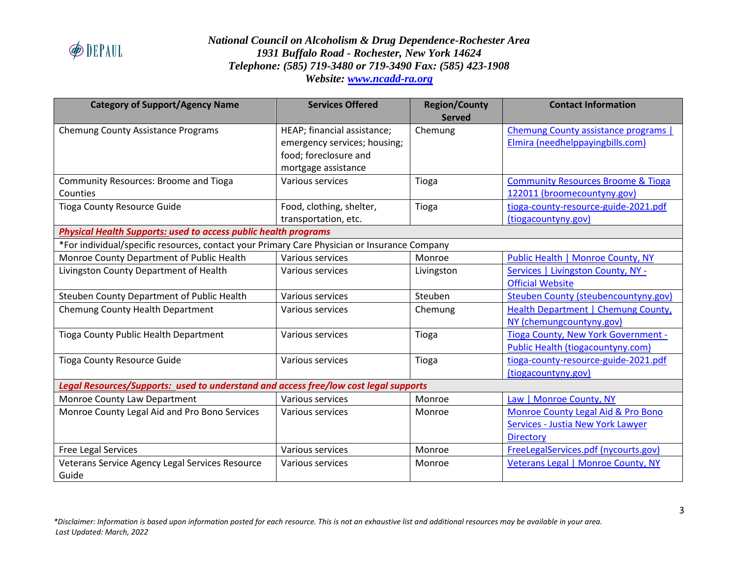*National Council on Alcoholism & Drug Dependence-Rochester Area*
*1931 Buffalo Road - Rochester, New York 14624*
*Telephone: (585) 719-3480 or 719-3490 Fax: (585) 423-1908*
*Website: www.ncadd-ra.org*

| Category of Support/Agency Name | Services Offered | Region/County Served | Contact Information |
|---|---|---|---|
| Chemung County Assistance Programs | HEAP; financial assistance; emergency services; housing; food; foreclosure and mortgage assistance | Chemung | Chemung County assistance programs \| Elmira (needhelppayingbills.com) |
| Community Resources: Broome and Tioga Counties | Various services | Tioga | Community Resources Broome & Tioga 122011 (broomecountyny.gov) |
| Tioga County Resource Guide | Food, clothing, shelter, transportation, etc. | Tioga | tioga-county-resource-guide-2021.pdf (tiogacountyny.gov) |
| ***Physical Health Supports:** used to access public health programs* | | | |
| *For individual/specific resources, contact your Primary Care Physician or Insurance Company | | | |
| Monroe County Department of Public Health | Various services | Monroe | Public Health \| Monroe County, NY |
| Livingston County Department of Health | Various services | Livingston | Services \| Livingston County, NY - Official Website |
| Steuben County Department of Public Health | Various services | Steuben | Steuben County (steubencountyny.gov) |
| Chemung County Health Department | Various services | Chemung | Health Department \| Chemung County, NY (chemungcountyny.gov) |
| Tioga County Public Health Department | Various services | Tioga | Tioga County, New York Government - Public Health (tiogacountyny.com) |
| Tioga County Resource Guide | Various services | Tioga | tioga-county-resource-guide-2021.pdf (tiogacountyny.gov) |
| ***Legal Resources/Supports:** used to understand and access free/low cost legal supports* | | | |
| Monroe County Law Department | Various services | Monroe | Law \| Monroe County, NY |
| Monroe County Legal Aid and Pro Bono Services | Various services | Monroe | Monroe County Legal Aid & Pro Bono Services - Justia New York Lawyer Directory |
| Free Legal Services | Various services | Monroe | FreeLegalServices.pdf (nycourts.gov) |
| Veterans Service Agency Legal Services Resource Guide | Various services | Monroe | Veterans Legal \| Monroe County, NY |

*\*Disclaimer: Information is based upon information posted for each resource. This is not an exhaustive list and additional resources may be available in your area.*
*Last Updated: March, 2022*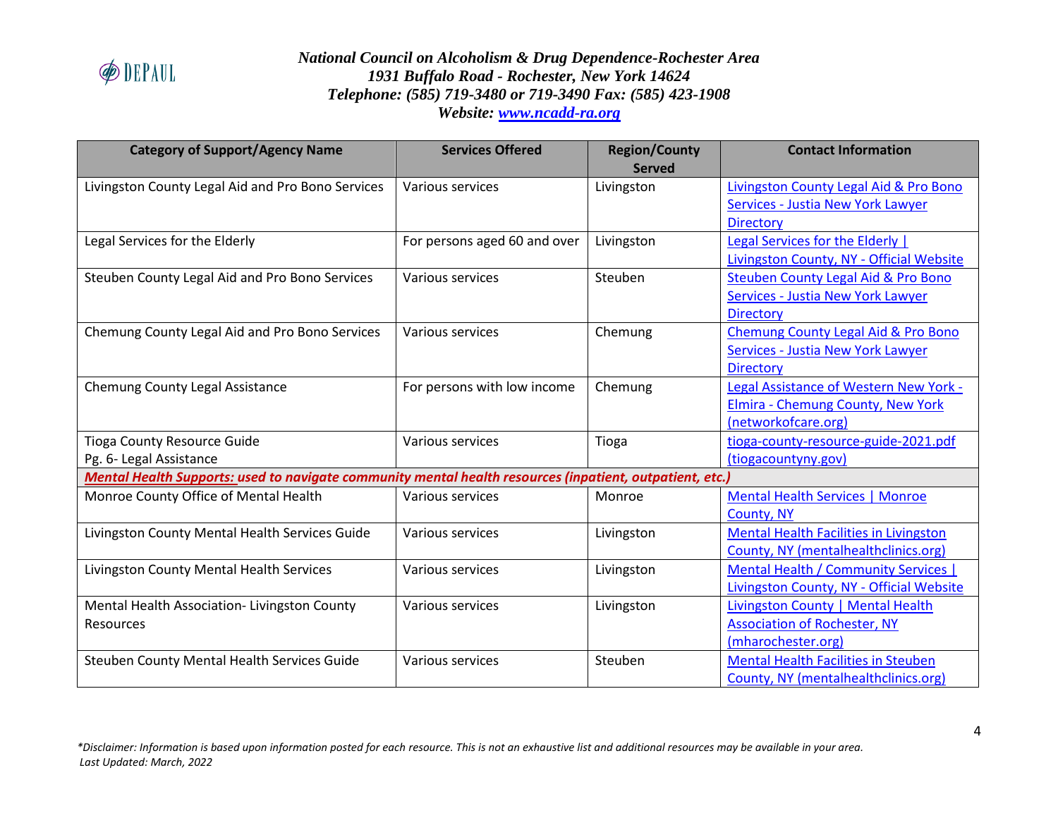*National Council on Alcoholism & Drug Dependence-Rochester Area*
*1931 Buffalo Road - Rochester, New York 14624*
*Telephone: (585) 719-3480 or 719-3490 Fax: (585) 423-1908*
*Website: [www.ncadd-ra.org](www.ncadd-ra.org)*

| Category of Support/Agency Name | Services Offered | Region/County Served | Contact Information |
|---|---|---|---|
| Livingston County Legal Aid and Pro Bono Services | Various services | Livingston | Livingston County Legal Aid & Pro Bono Services - Justia New York Lawyer Directory |
| Legal Services for the Elderly | For persons aged 60 and over | Livingston | Legal Services for the Elderly \| Livingston County, NY - Official Website |
| Steuben County Legal Aid and Pro Bono Services | Various services | Steuben | Steuben County Legal Aid & Pro Bono Services - Justia New York Lawyer Directory |
| Chemung County Legal Aid and Pro Bono Services | Various services | Chemung | Chemung County Legal Aid & Pro Bono Services - Justia New York Lawyer Directory |
| Chemung County Legal Assistance | For persons with low income | Chemung | Legal Assistance of Western New York - Elmira - Chemung County, New York (networkofcare.org) |
| Tioga County Resource Guide Pg. 6- Legal Assistance | Various services | Tioga | tioga-county-resource-guide-2021.pdf (tiogacountyny.gov) |
| ***Mental Health Supports:** used to navigate community mental health resources (inpatient, outpatient, etc.)* | | | |
| Monroe County Office of Mental Health | Various services | Monroe | Mental Health Services \| Monroe County, NY |
| Livingston County Mental Health Services Guide | Various services | Livingston | Mental Health Facilities in Livingston County, NY (mentalhealthclinics.org) |
| Livingston County Mental Health Services | Various services | Livingston | Mental Health / Community Services \| Livingston County, NY - Official Website |
| Mental Health Association- Livingston County Resources | Various services | Livingston | Livingston County \| Mental Health Association of Rochester, NY (mharochester.org) |
| Steuben County Mental Health Services Guide | Various services | Steuben | Mental Health Facilities in Steuben County, NY (mentalhealthclinics.org) |

*\*Disclaimer: Information is based upon information posted for each resource. This is not an exhaustive list and additional resources may be available in your area.*
*Last Updated: March, 2022*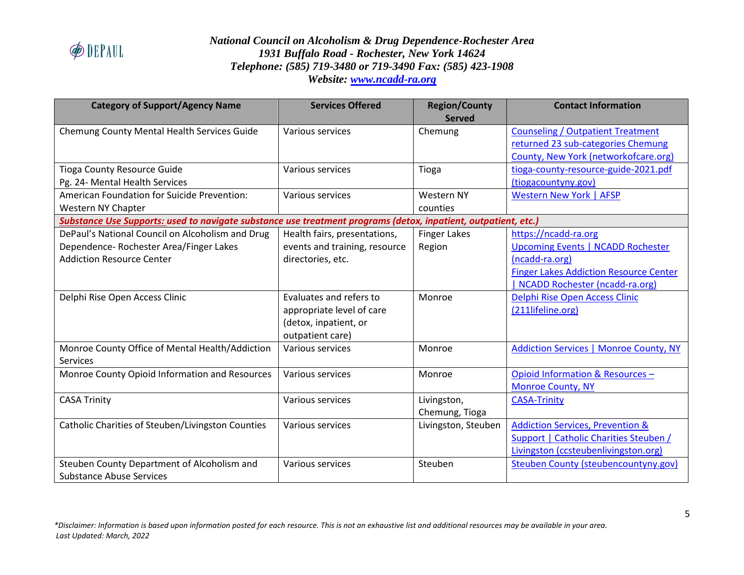*National Council on Alcoholism & Drug Dependence-Rochester Area*
*1931 Buffalo Road - Rochester, New York 14624*
*Telephone: (585) 719-3480 or 719-3490 Fax: (585) 423-1908*
*Website: [www.ncadd-ra.org](www.ncadd-ra.org)*

| Category of Support/Agency Name | Services Offered | Region/County Served | Contact Information |
|---|---|---|---|
| Chemung County Mental Health Services Guide | Various services | Chemung | Counseling / Outpatient Treatment returned 23 sub-categories Chemung County, New York (networkofcare.org) |
| Tioga County Resource Guide<br>Pg. 24- Mental Health Services | Various services | Tioga | tioga-county-resource-guide-2021.pdf (tiogacountyny.gov) |
| American Foundation for Suicide Prevention: Western NY Chapter | Various services | Western NY counties | Western New York \| AFSP |
| ***Substance Use Supports:** used to navigate substance use treatment programs (detox, inpatient, outpatient, etc.)* | | | |
| DePaul's National Council on Alcoholism and Drug Dependence- Rochester Area/Finger Lakes Addiction Resource Center | Health fairs, presentations, events and training, resource directories, etc. | Finger Lakes Region | https://ncadd-ra.org<br>Upcoming Events \| NCADD Rochester (ncadd-ra.org)<br>Finger Lakes Addiction Resource Center \| NCADD Rochester (ncadd-ra.org) |
| Delphi Rise Open Access Clinic | Evaluates and refers to appropriate level of care (detox, inpatient, or outpatient care) | Monroe | Delphi Rise Open Access Clinic (211lifeline.org) |
| Monroe County Office of Mental Health/Addiction Services | Various services | Monroe | Addiction Services \| Monroe County, NY |
| Monroe County Opioid Information and Resources | Various services | Monroe | Opioid Information & Resources – Monroe County, NY |
| CASA Trinity | Various services | Livingston, Chemung, Tioga | CASA-Trinity |
| Catholic Charities of Steuben/Livingston Counties | Various services | Livingston, Steuben | Addiction Services, Prevention & Support \| Catholic Charities Steuben / Livingston (ccsteubenlivingston.org) |
| Steuben County Department of Alcoholism and Substance Abuse Services | Various services | Steuben | Steuben County (steubencountyny.gov) |

*\*Disclaimer: Information is based upon information posted for each resource. This is not an exhaustive list and additional resources may be available in your area.*
*Last Updated: March, 2022*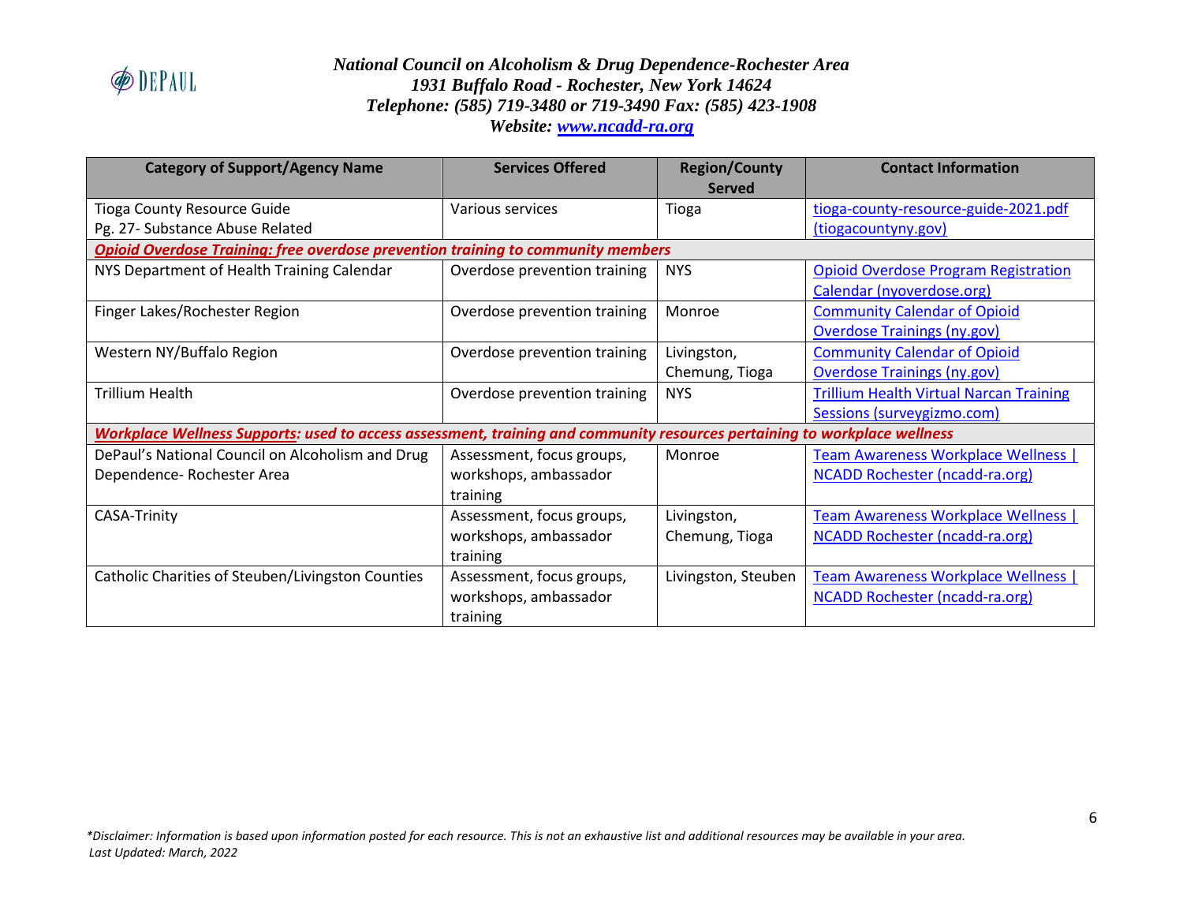| Category of Support/Agency Name | Services Offered | Region/County Served | Contact Information |
|---|---|---|---|
| Tioga County Resource Guide<br>Pg. 27- Substance Abuse Related | Various services | Tioga | tioga-county-resource-guide-2021.pdf (tiogacountyny.gov) |
| ***Opioid Overdose Training: free overdose prevention training to community members*** | | | |
| NYS Department of Health Training Calendar | Overdose prevention training | NYS | Opioid Overdose Program Registration Calendar (nyoverdose.org) |
| Finger Lakes/Rochester Region | Overdose prevention training | Monroe | Community Calendar of Opioid Overdose Trainings (ny.gov) |
| Western NY/Buffalo Region | Overdose prevention training | Livingston, Chemung, Tioga | Community Calendar of Opioid Overdose Trainings (ny.gov) |
| Trillium Health | Overdose prevention training | NYS | Trillium Health Virtual Narcan Training Sessions (surveygizmo.com) |
| ***Workplace Wellness Supports: used to access assessment, training and community resources pertaining to workplace wellness*** | | | |
| DePaul's National Council on Alcoholism and Drug Dependence- Rochester Area | Assessment, focus groups, workshops, ambassador training | Monroe | Team Awareness Workplace Wellness \| NCADD Rochester (ncadd-ra.org) |
| CASA-Trinity | Assessment, focus groups, workshops, ambassador training | Livingston, Chemung, Tioga | Team Awareness Workplace Wellness \| NCADD Rochester (ncadd-ra.org) |
| Catholic Charities of Steuben/Livingston Counties | Assessment, focus groups, workshops, ambassador training | Livingston, Steuben | Team Awareness Workplace Wellness \| NCADD Rochester (ncadd-ra.org) |

*\*Disclaimer: Information is based upon information posted for each resource. This is not an exhaustive list and additional resources may be available in your area.*
*Last Updated: March, 2022*